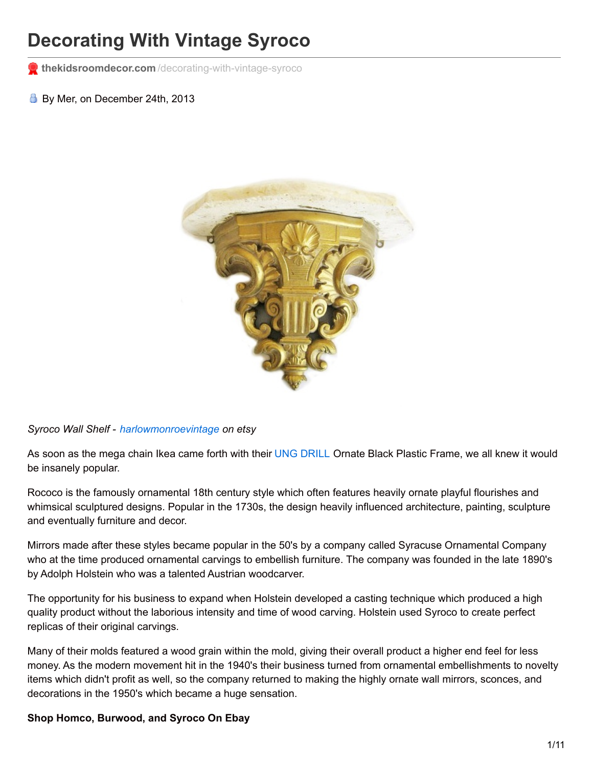# Decorating With Vintage Syroco

thekidsroomdecor.com/decorating-with-vintage-syroco

By Mer, on December 24th, 2013

*Syroco Wall Shelf - harlowmonroevintage on etsy*

As soon as the mega chain Ikea came forth with their UNG DRILL Ornate Black Plastic Frame, we all knew it would be insanely popular.

Rococo is the famously ornamental 18th century style which often features heavily ornate playful flourishes and whimsical sculptured designs. Popular in the 1730s, the design heavily influenced architecture, painting, sculpture and eventually furniture and decor.

Mirrors made after these styles became popular in the 50's by a company called Syracuse Ornamental Company who at the time produced ornamental carvings to embellish furniture. The company was founded in the late 1890's by Adolph Holstein who was a talented Austrian woodcarver.

The opportunity for his business to expand when Holstein developed a casting technique which produced a high quality product without the laborious intensity and time of wood carving. Holstein used Syroco to create perfect replicas of their original carvings.

Many of their molds featured a wood grain within the mold, giving their overall product a higher end feel for less money. As the modern movement hit in the 1940's their business turned from ornamental embellishments to novelty items which didn't profit as well, so the company returned to making the highly ornate wall mirrors, sconces, and decorations in the 1950's which became a huge sensation.

**Shop Homco, Burwood, and Syroco On Ebay**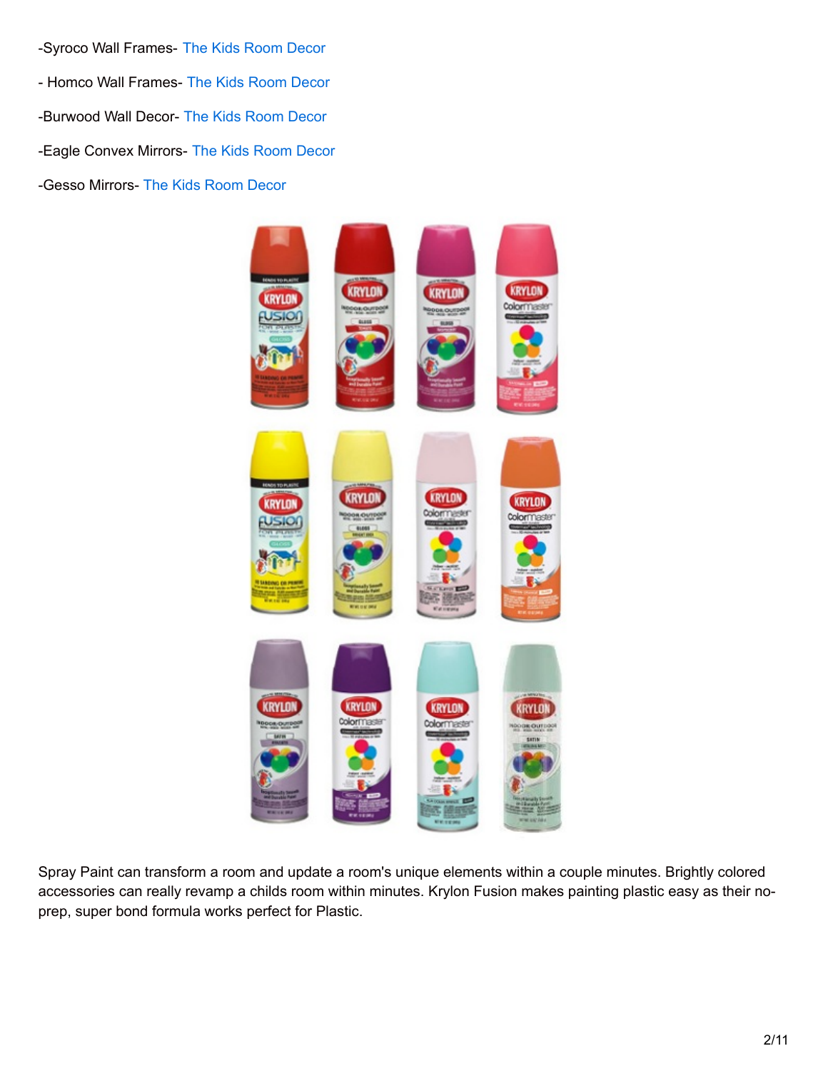-Syroco Wall Frames- The Kids Room Decor

- Homco Wall Frames- The Kids Room Decor

-Burwood Wall Decor- The Kids Room Decor

-Eagle Convex Mirrors- The Kids Room Decor

-Gesso Mirrors- The Kids Room Decor

Spray Paint can transform a room and update a room's unique elements within a couple minutes. Brightly colored accessories can really revamp a childs room within minutes. Krylon Fusion makes painting plastic easy as their no-prep, super bond formula works perfect for Plastic.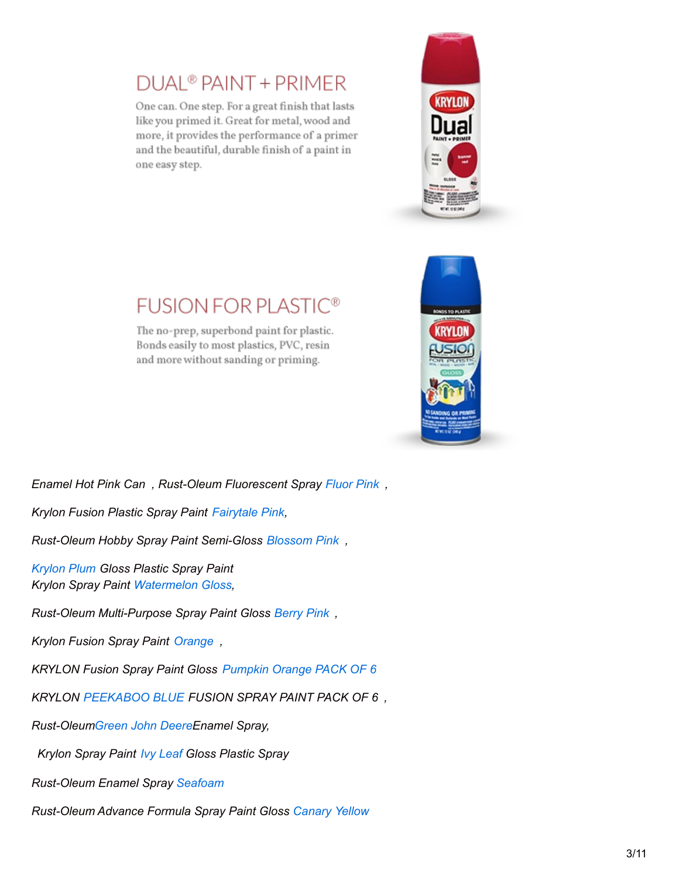## DUAL® PAINT + PRIMER

One can. One step. For a great finish that lasts like you primed it. Great for metal, wood and more, it provides the performance of a primer and the beautiful, durable finish of a paint in one easy step.

## FUSION FOR PLASTIC®

The no-prep, superbond paint for plastic. Bonds easily to most plastics, PVC, resin and more without sanding or priming.

*Enamel Hot Pink Can , Rust-Oleum Fluorescent Spray Fluor Pink ,*

*Krylon Fusion Plastic Spray Paint Fairytale Pink,*

*Rust-Oleum Hobby Spray Paint Semi-Gloss Blossom Pink ,*

*Krylon Plum Gloss Plastic Spray Paint*
*Krylon Spray Paint Watermelon Gloss,*

*Rust-Oleum Multi-Purpose Spray Paint Gloss Berry Pink ,*

*Krylon Fusion Spray Paint Orange ,*

*KRYLON Fusion Spray Paint Gloss Pumpkin Orange PACK OF 6*

*KRYLON PEEKABOO BLUE FUSION SPRAY PAINT PACK OF 6 ,*

*Rust-OleumGreen John DeereEnamel Spray,*

*Krylon Spray Paint Ivy Leaf Gloss Plastic Spray*

*Rust-Oleum Enamel Spray Seafoam*

*Rust-Oleum Advance Formula Spray Paint Gloss Canary Yellow*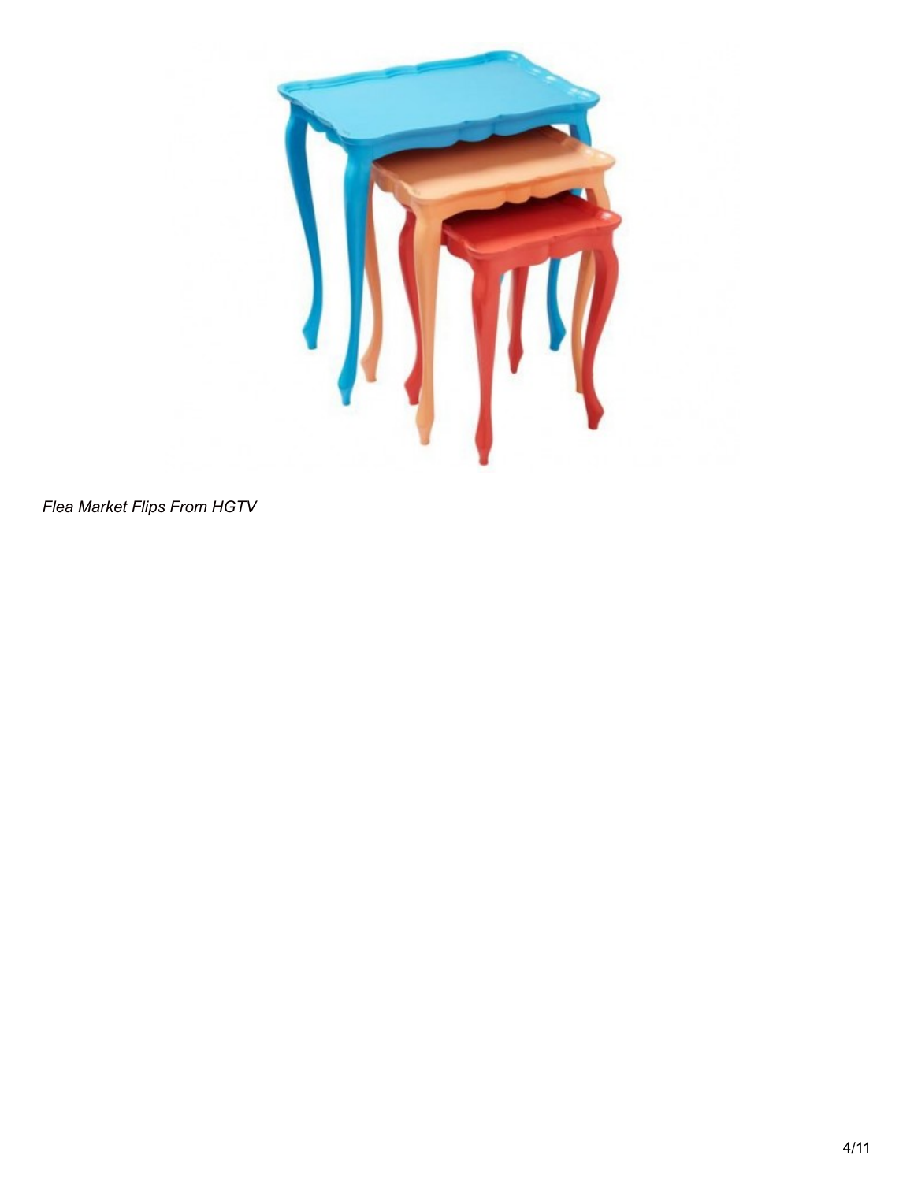*Flea Market Flips From HGTV*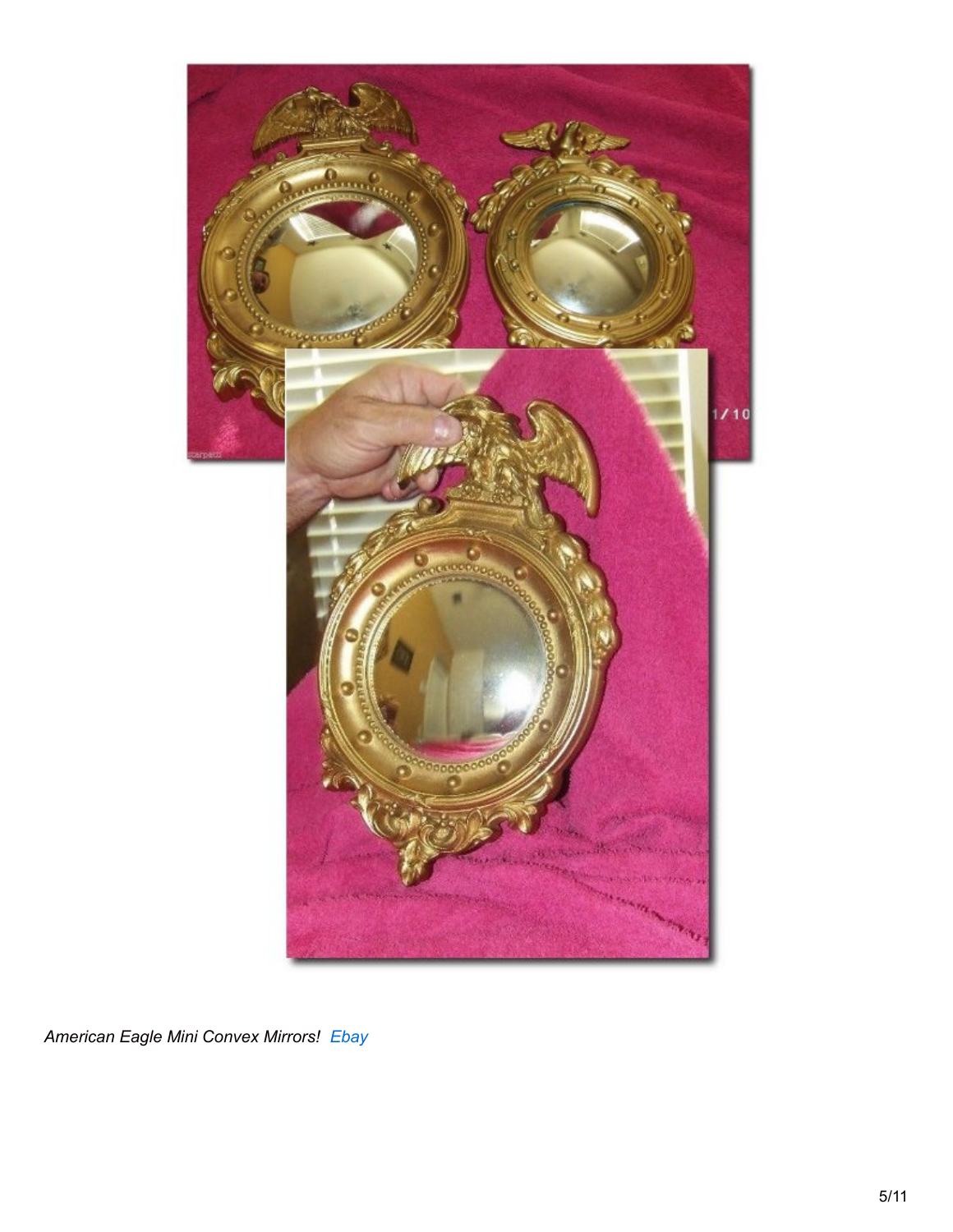*American Eagle Mini Convex Mirrors!* [Ebay]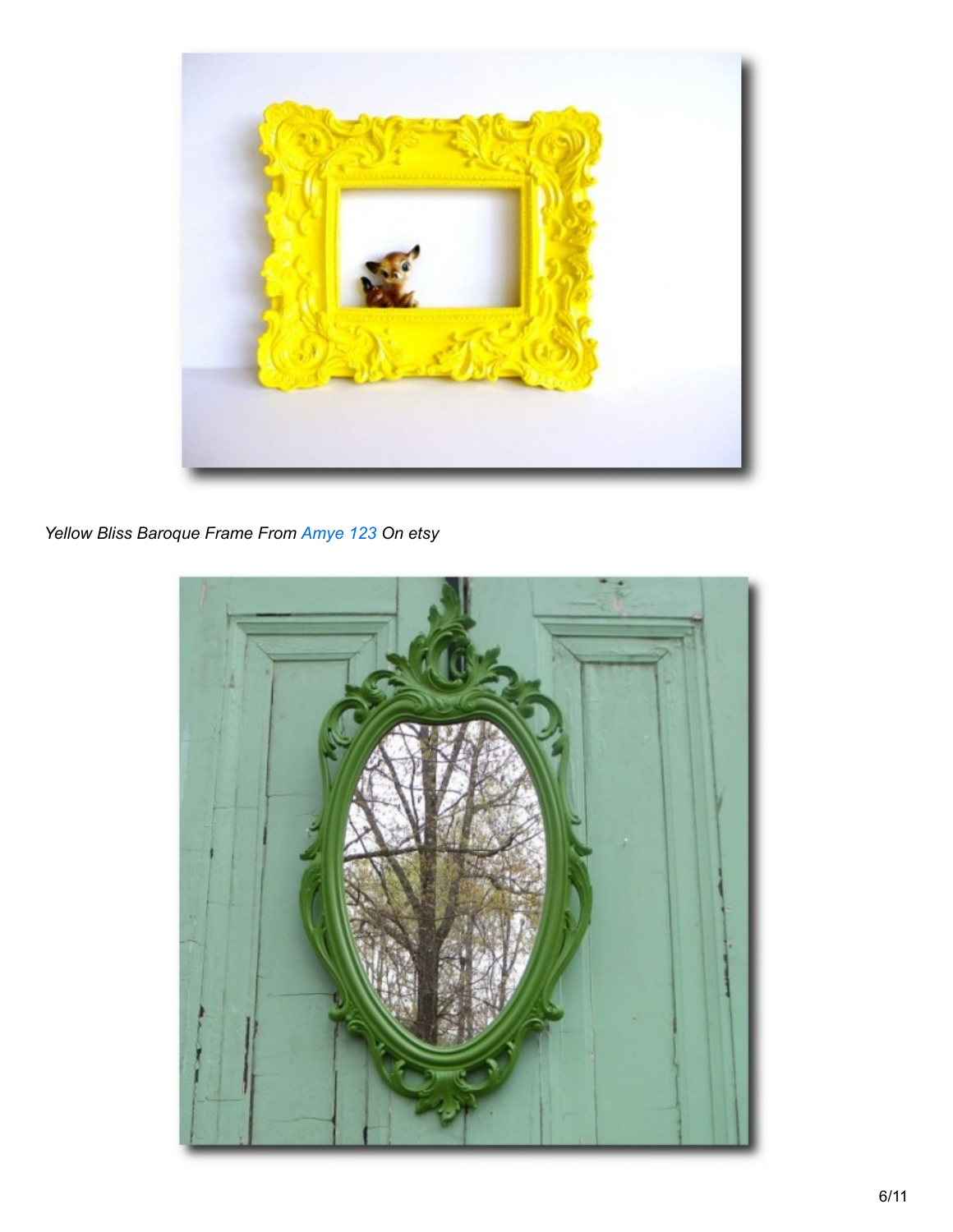*Yellow Bliss Baroque Frame From Amye 123 On etsy*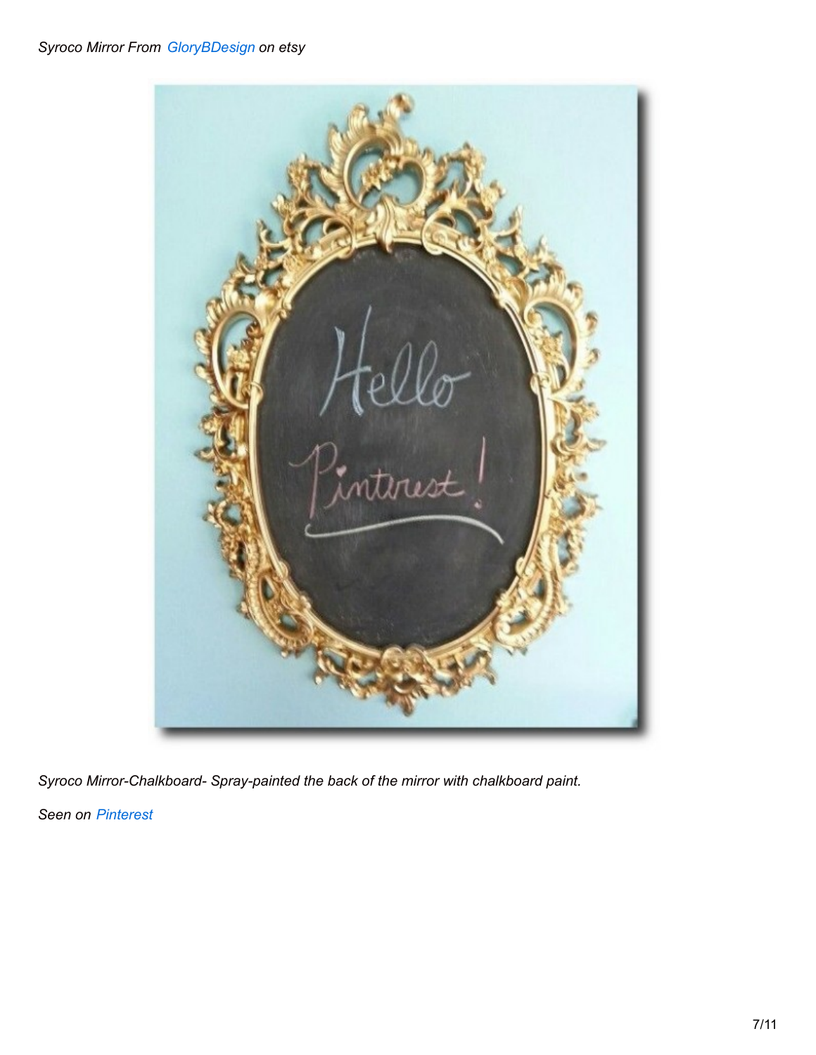*Syroco Mirror From GloryBDesign on etsy*

*Syroco Mirror-Chalkboard- Spray-painted the back of the mirror with chalkboard paint.*

*Seen on Pinterest*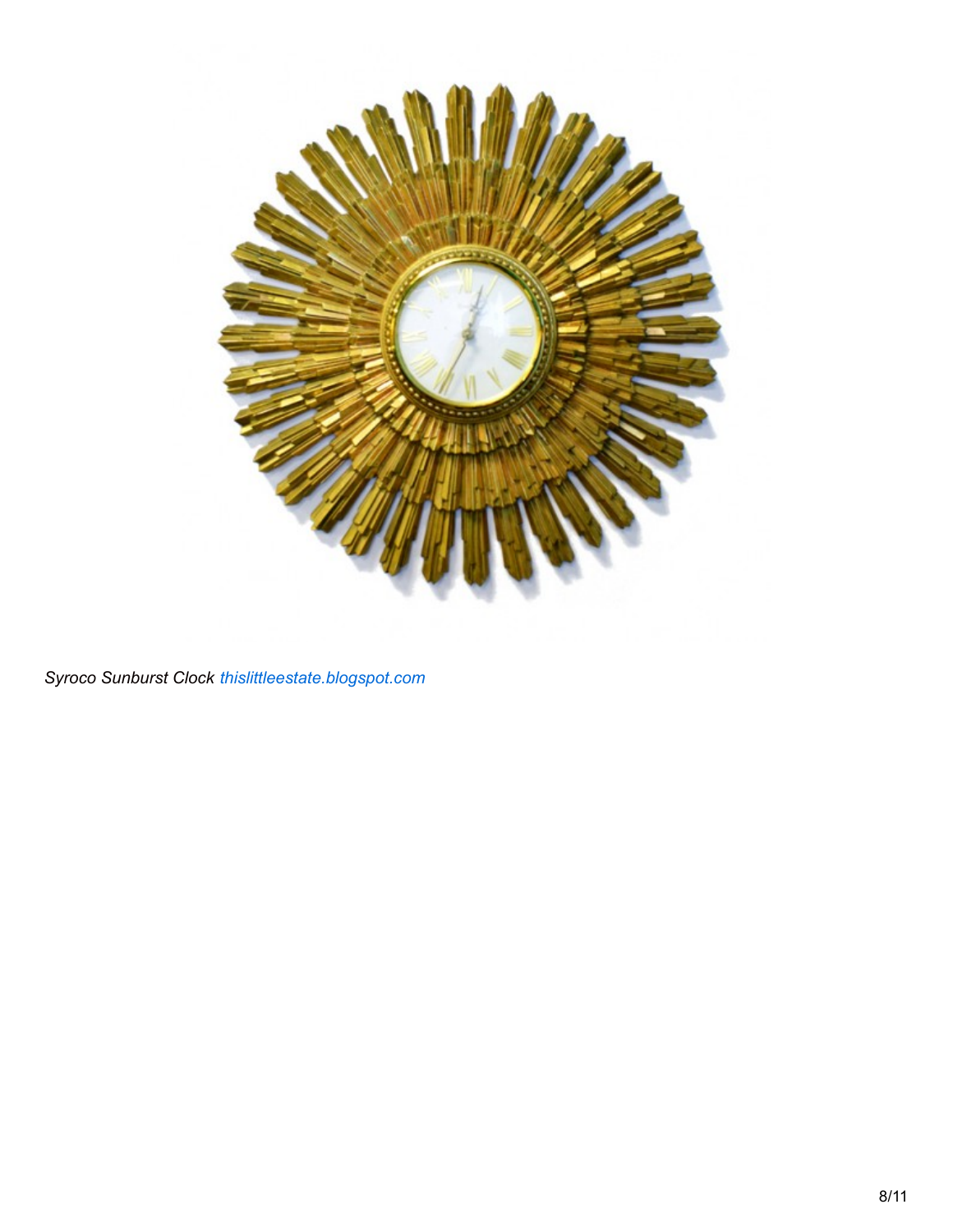*Syroco Sunburst Clock [thislittleestate.blogspot.com](thislittleestate.blogspot.com)*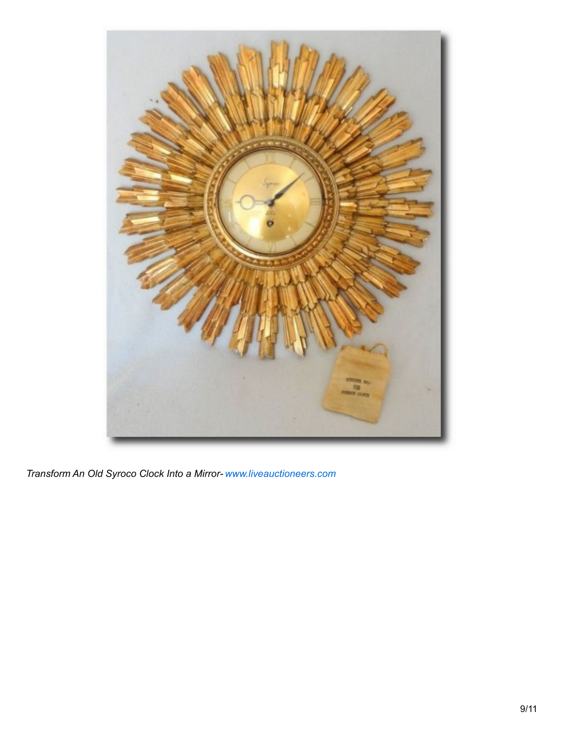*Transform An Old Syroco Clock Into a Mirror- www.liveauctioneers.com*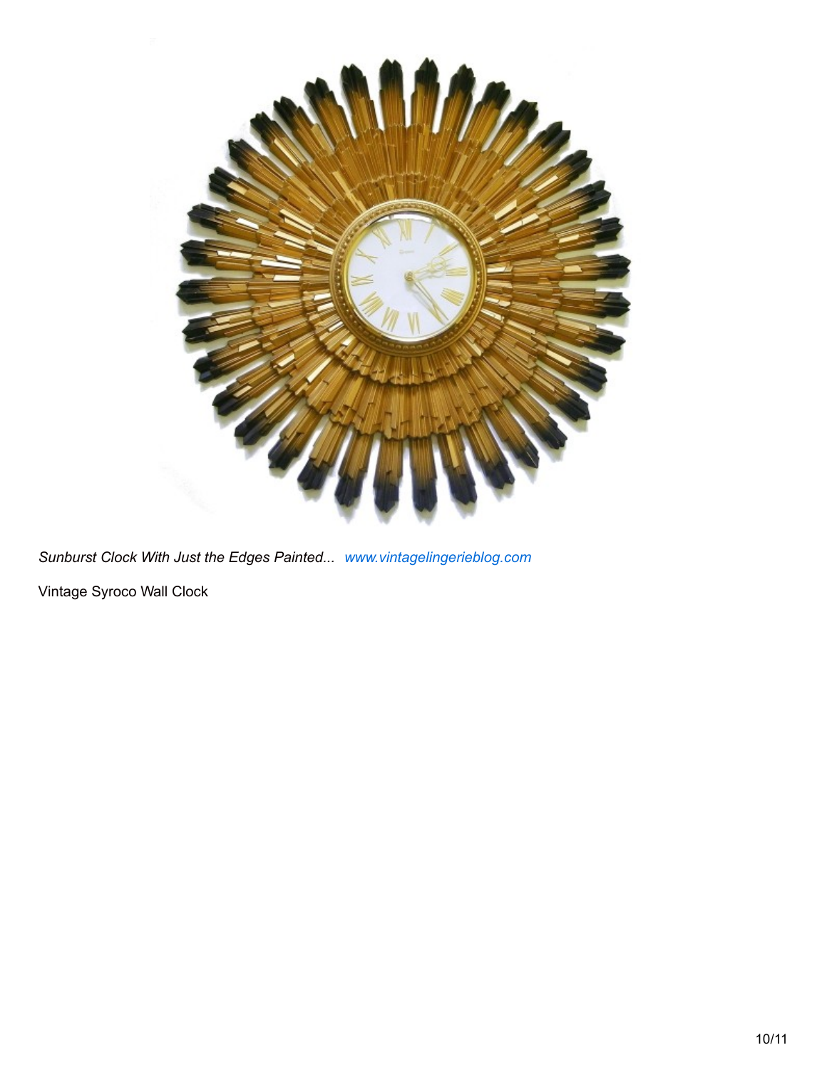*Sunburst Clock With Just the Edges Painted...* www.vintagelingerieblog.com

Vintage Syroco Wall Clock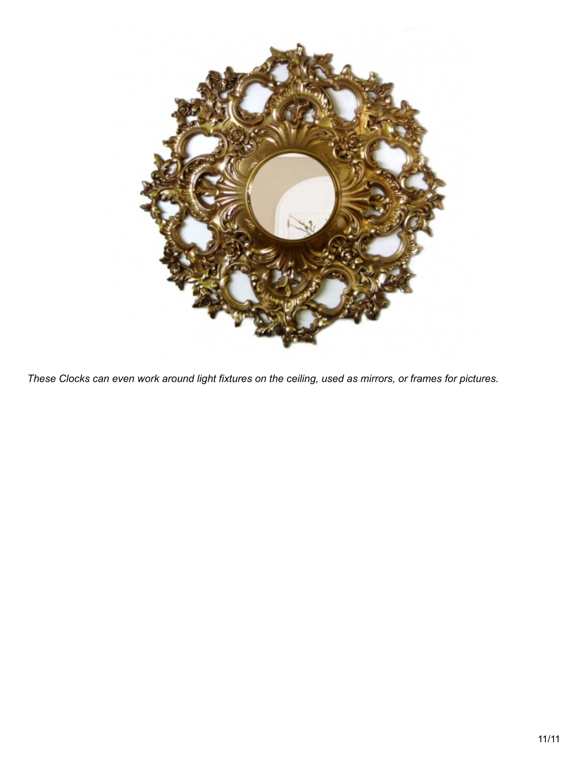*These Clocks can even work around light fixtures on the ceiling, used as mirrors, or frames for pictures.*